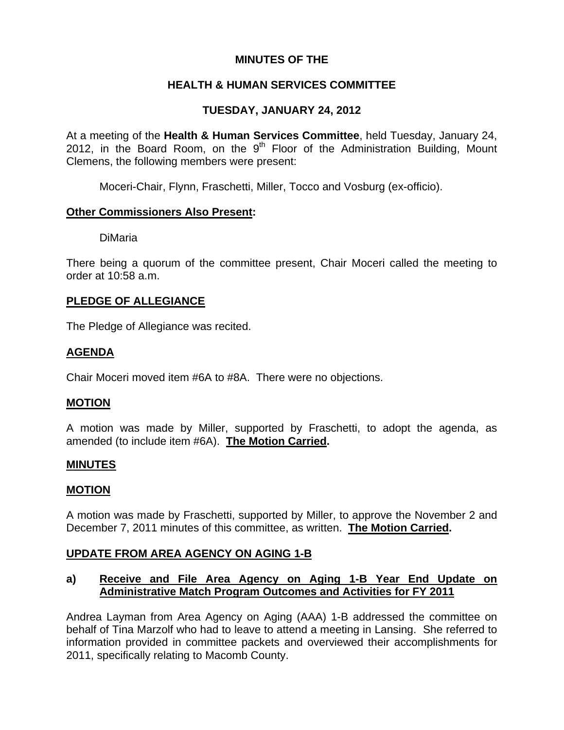# MINUTES OF THE

# HEALTH & HUMAN SERVICES COMMITTEE

# TUESDAY, JANUARY 24, 2012

At a meeting of the **Health & Human Services Committee**, held Tuesday, January 24, 2012, in the Board Room, on the 9th Floor of the Administration Building, Mount Clemens, the following members were present:

Moceri-Chair, Flynn, Fraschetti, Miller, Tocco and Vosburg (ex-officio).

## Other Commissioners Also Present:

DiMaria

There being a quorum of the committee present, Chair Moceri called the meeting to order at 10:58 a.m.

## PLEDGE OF ALLEGIANCE

The Pledge of Allegiance was recited.

## AGENDA

Chair Moceri moved item #6A to #8A. There were no objections.

## MOTION

A motion was made by Miller, supported by Fraschetti, to adopt the agenda, as amended (to include item #6A). **The Motion Carried.**

## MINUTES

## MOTION

A motion was made by Fraschetti, supported by Miller, to approve the November 2 and December 7, 2011 minutes of this committee, as written. **The Motion Carried.**

## UPDATE FROM AREA AGENCY ON AGING 1-B

### a) Receive and File Area Agency on Aging 1-B Year End Update on Administrative Match Program Outcomes and Activities for FY 2011

Andrea Layman from Area Agency on Aging (AAA) 1-B addressed the committee on behalf of Tina Marzolf who had to leave to attend a meeting in Lansing. She referred to information provided in committee packets and overviewed their accomplishments for 2011, specifically relating to Macomb County.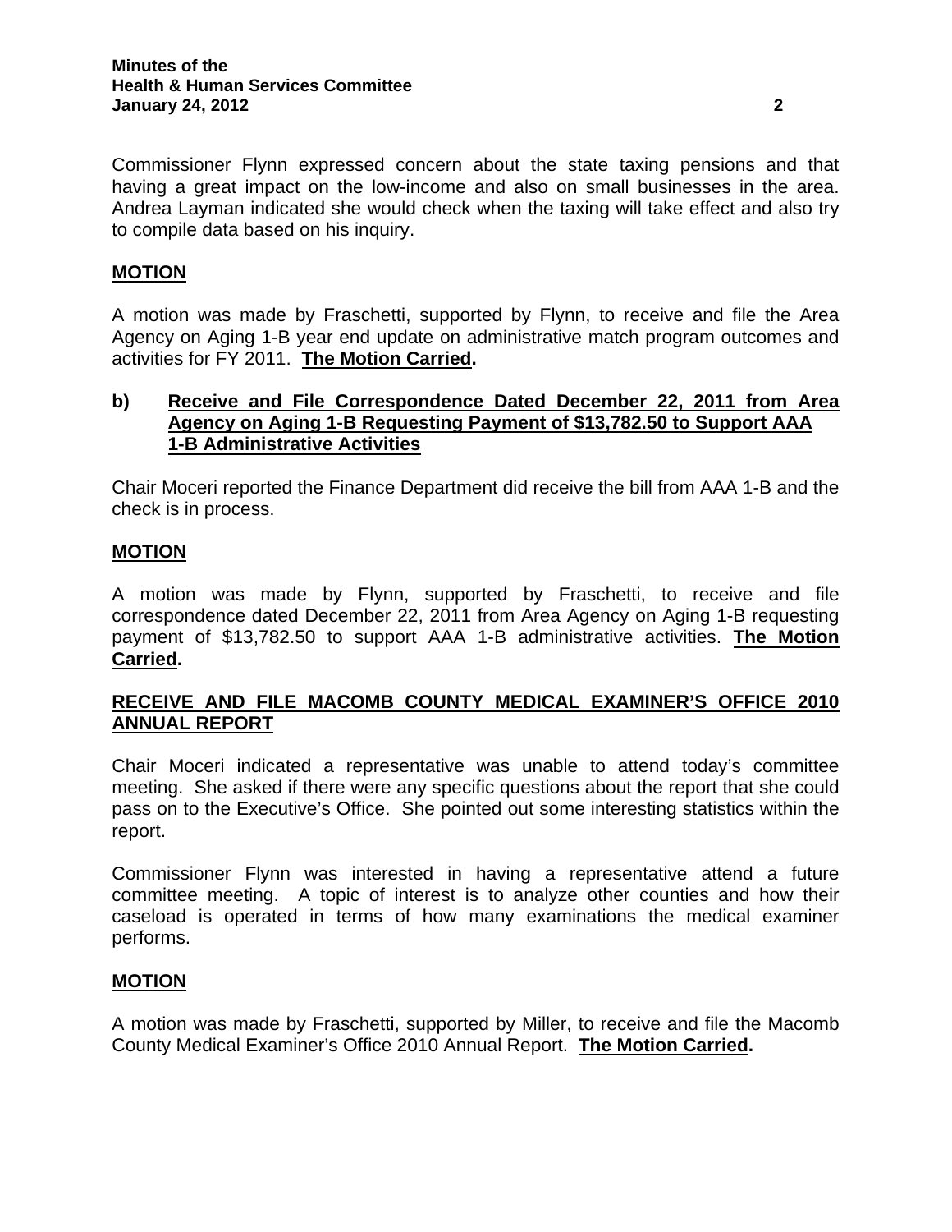Commissioner Flynn expressed concern about the state taxing pensions and that having a great impact on the low-income and also on small businesses in the area. Andrea Layman indicated she would check when the taxing will take effect and also try to compile data based on his inquiry.

**MOTION**

A motion was made by Fraschetti, supported by Flynn, to receive and file the Area Agency on Aging 1-B year end update on administrative match program outcomes and activities for FY 2011. **The Motion Carried.**

**b) Receive and File Correspondence Dated December 22, 2011 from Area Agency on Aging 1-B Requesting Payment of $13,782.50 to Support AAA 1-B Administrative Activities**

Chair Moceri reported the Finance Department did receive the bill from AAA 1-B and the check is in process.

**MOTION**

A motion was made by Flynn, supported by Fraschetti, to receive and file correspondence dated December 22, 2011 from Area Agency on Aging 1-B requesting payment of $13,782.50 to support AAA 1-B administrative activities. **The Motion Carried.**

**RECEIVE AND FILE MACOMB COUNTY MEDICAL EXAMINER'S OFFICE 2010 ANNUAL REPORT**

Chair Moceri indicated a representative was unable to attend today's committee meeting. She asked if there were any specific questions about the report that she could pass on to the Executive's Office. She pointed out some interesting statistics within the report.

Commissioner Flynn was interested in having a representative attend a future committee meeting. A topic of interest is to analyze other counties and how their caseload is operated in terms of how many examinations the medical examiner performs.

**MOTION**

A motion was made by Fraschetti, supported by Miller, to receive and file the Macomb County Medical Examiner's Office 2010 Annual Report. **The Motion Carried.**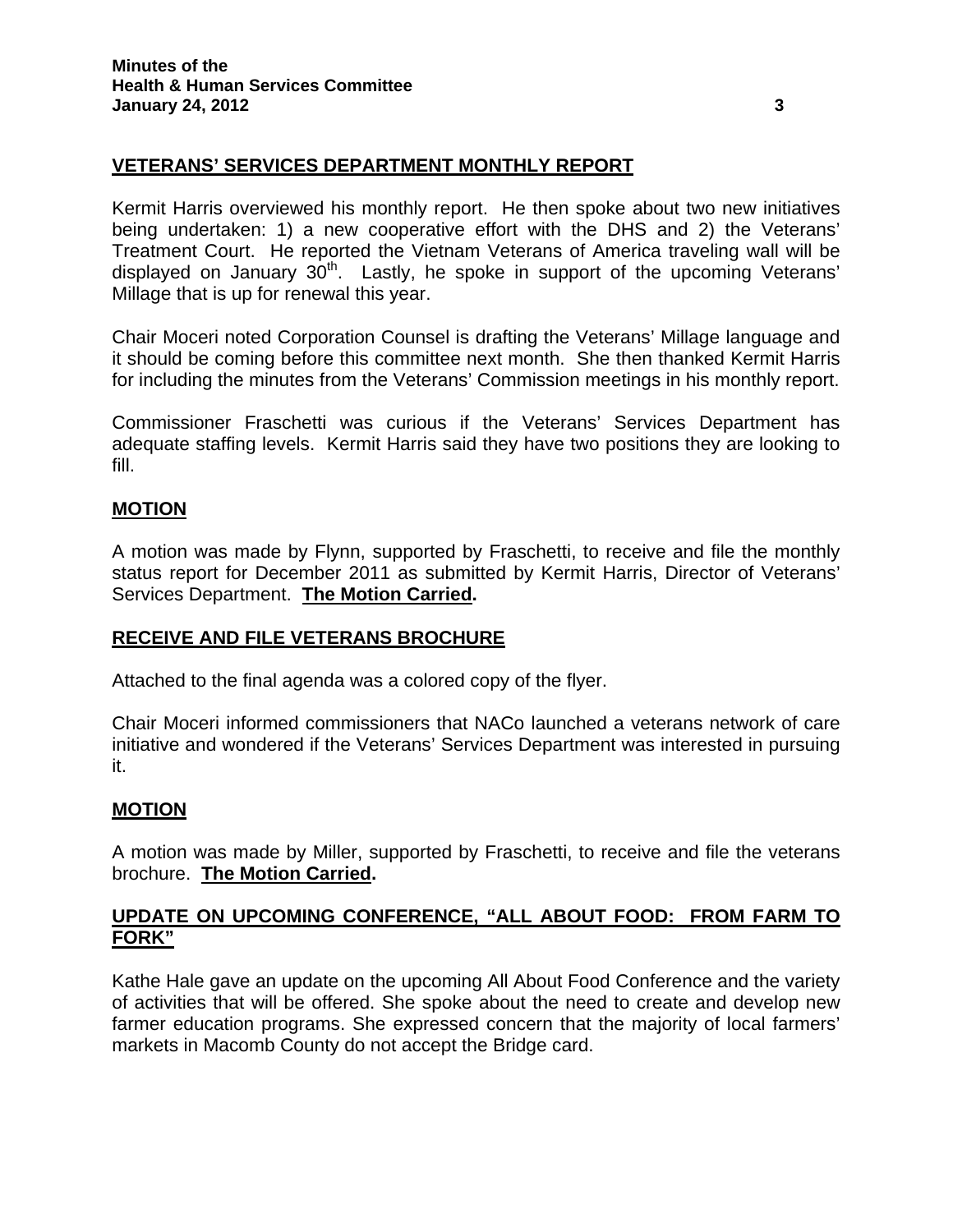## VETERANS' SERVICES DEPARTMENT MONTHLY REPORT

Kermit Harris overviewed his monthly report. He then spoke about two new initiatives being undertaken: 1) a new cooperative effort with the DHS and 2) the Veterans' Treatment Court. He reported the Vietnam Veterans of America traveling wall will be displayed on January 30th. Lastly, he spoke in support of the upcoming Veterans' Millage that is up for renewal this year.

Chair Moceri noted Corporation Counsel is drafting the Veterans' Millage language and it should be coming before this committee next month. She then thanked Kermit Harris for including the minutes from the Veterans' Commission meetings in his monthly report.

Commissioner Fraschetti was curious if the Veterans' Services Department has adequate staffing levels. Kermit Harris said they have two positions they are looking to fill.

## MOTION

A motion was made by Flynn, supported by Fraschetti, to receive and file the monthly status report for December 2011 as submitted by Kermit Harris, Director of Veterans' Services Department. **The Motion Carried.**

## RECEIVE AND FILE VETERANS BROCHURE

Attached to the final agenda was a colored copy of the flyer.

Chair Moceri informed commissioners that NACo launched a veterans network of care initiative and wondered if the Veterans' Services Department was interested in pursuing it.

## MOTION

A motion was made by Miller, supported by Fraschetti, to receive and file the veterans brochure. **The Motion Carried.**

## UPDATE ON UPCOMING CONFERENCE, "ALL ABOUT FOOD: FROM FARM TO FORK"

Kathe Hale gave an update on the upcoming All About Food Conference and the variety of activities that will be offered. She spoke about the need to create and develop new farmer education programs. She expressed concern that the majority of local farmers' markets in Macomb County do not accept the Bridge card.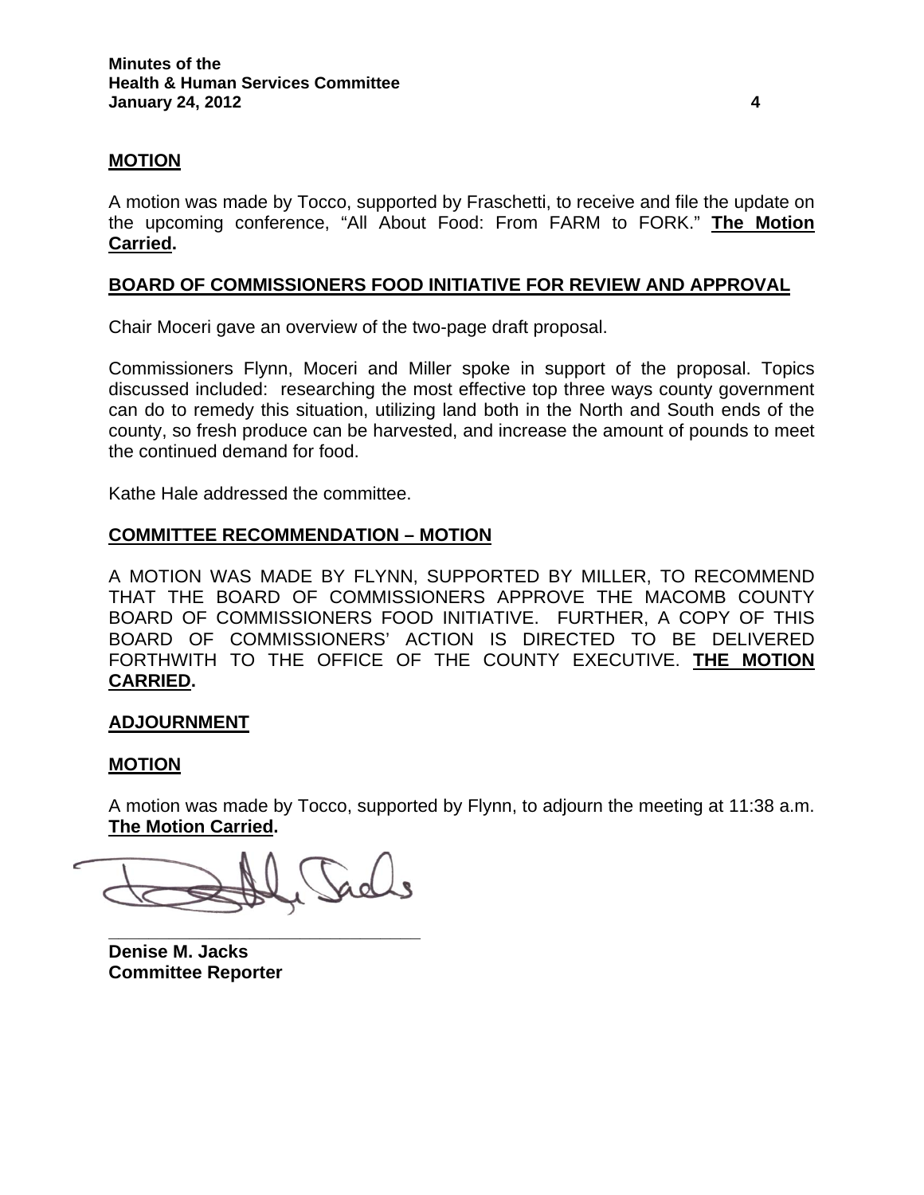**MOTION**

A motion was made by Tocco, supported by Fraschetti, to receive and file the update on the upcoming conference, "All About Food: From FARM to FORK." **The Motion Carried.**

**BOARD OF COMMISSIONERS FOOD INITIATIVE FOR REVIEW AND APPROVAL**

Chair Moceri gave an overview of the two-page draft proposal.

Commissioners Flynn, Moceri and Miller spoke in support of the proposal. Topics discussed included: researching the most effective top three ways county government can do to remedy this situation, utilizing land both in the North and South ends of the county, so fresh produce can be harvested, and increase the amount of pounds to meet the continued demand for food.

Kathe Hale addressed the committee.

**COMMITTEE RECOMMENDATION – MOTION**

A MOTION WAS MADE BY FLYNN, SUPPORTED BY MILLER, TO RECOMMEND THAT THE BOARD OF COMMISSIONERS APPROVE THE MACOMB COUNTY BOARD OF COMMISSIONERS FOOD INITIATIVE. FURTHER, A COPY OF THIS BOARD OF COMMISSIONERS' ACTION IS DIRECTED TO BE DELIVERED FORTHWITH TO THE OFFICE OF THE COUNTY EXECUTIVE. **THE MOTION CARRIED.**

**ADJOURNMENT**

**MOTION**

A motion was made by Tocco, supported by Flynn, to adjourn the meeting at 11:38 a.m. **The Motion Carried.**

**Denise M. Jacks**
**Committee Reporter**